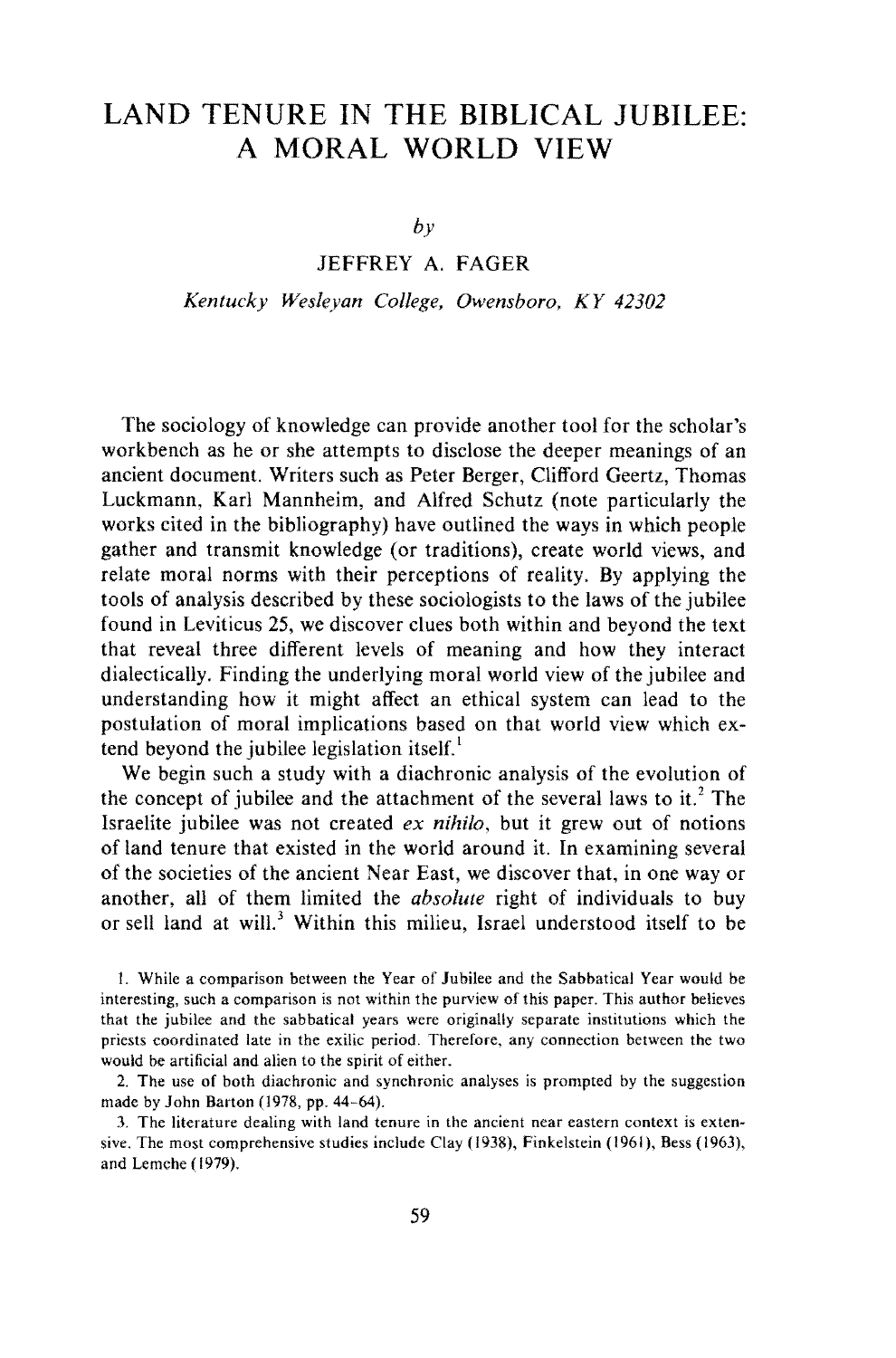# LAND TENURE IN THE BIBLICAL JUBILEE: A MORAL WORLD VIEW

*by*

JEFFREY A. FAGER

*Kentucky Wesleyan College, Owensboro, KY 42302*

The sociology of knowledge can provide another tool for the scholar's workbench as he or she attempts to disclose the deeper meanings of an ancient document. Writers such as Peter Berger, Clifford Geertz, Thomas Luckmann, Karl Mannheim, and Alfred Schutz (note particularly the works cited in the bibliography) have outlined the ways in which people gather and transmit knowledge (or traditions), create world views, and relate moral norms with their perceptions of reality. By applying the tools of analysis described by these sociologists to the laws of the jubilee found in Leviticus 25, we discover clues both within and beyond the text that reveal three different levels of meaning and how they interact dialectically. Finding the underlying moral world view of the jubilee and understanding how it might affect an ethical system can lead to the postulation of moral implications based on that world view which extend beyond the jubilee legislation itself.[1]

We begin such a study with a diachronic analysis of the evolution of the concept of jubilee and the attachment of the several laws to it.[2] The Israelite jubilee was not created *ex nihilo*, but it grew out of notions of land tenure that existed in the world around it. In examining several of the societies of the ancient Near East, we discover that, in one way or another, all of them limited the *absolute* right of individuals to buy or sell land at will.[3] Within this milieu, Israel understood itself to be

1. While a comparison between the Year of Jubilee and the Sabbatical Year would be interesting, such a comparison is not within the purview of this paper. This author believes that the jubilee and the sabbatical years were originally separate institutions which the priests coordinated late in the exilic period. Therefore, any connection between the two would be artificial and alien to the spirit of either.

2. The use of both diachronic and synchronic analyses is prompted by the suggestion made by John Barton (1978, pp. 44-64).

3. The literature dealing with land tenure in the ancient near eastern context is extensive. The most comprehensive studies include Clay (1938), Finkelstein (1961), Bess (1963), and Lemche (1979).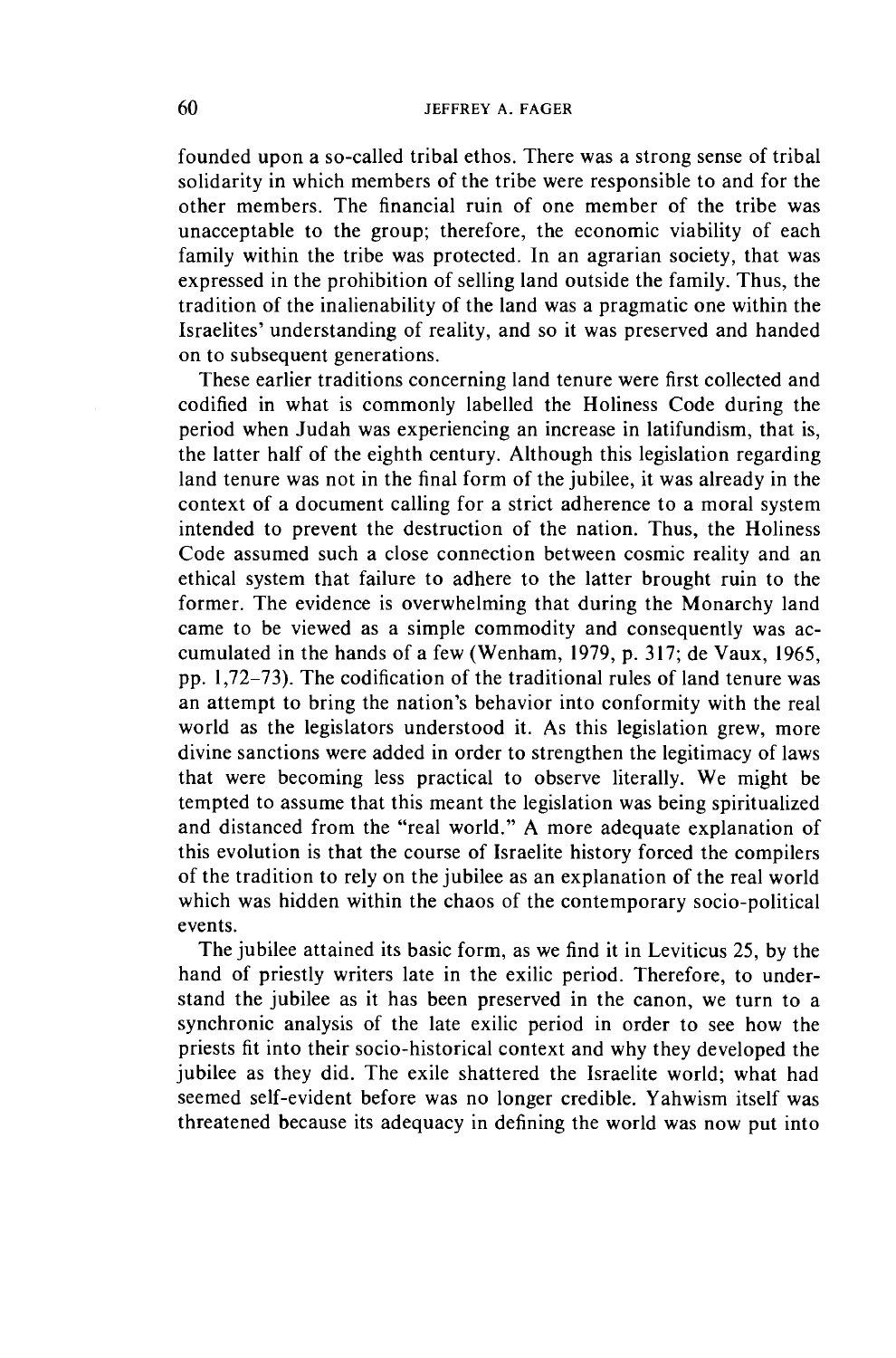founded upon a so-called tribal ethos. There was a strong sense of tribal solidarity in which members of the tribe were responsible to and for the other members. The financial ruin of one member of the tribe was unacceptable to the group; therefore, the economic viability of each family within the tribe was protected. In an agrarian society, that was expressed in the prohibition of selling land outside the family. Thus, the tradition of the inalienability of the land was a pragmatic one within the Israelites' understanding of reality, and so it was preserved and handed on to subsequent generations.

These earlier traditions concerning land tenure were first collected and codified in what is commonly labelled the Holiness Code during the period when Judah was experiencing an increase in latifundism, that is, the latter half of the eighth century. Although this legislation regarding land tenure was not in the final form of the jubilee, it was already in the context of a document calling for a strict adherence to a moral system intended to prevent the destruction of the nation. Thus, the Holiness Code assumed such a close connection between cosmic reality and an ethical system that failure to adhere to the latter brought ruin to the former. The evidence is overwhelming that during the Monarchy land came to be viewed as a simple commodity and consequently was accumulated in the hands of a few (Wenham, 1979, p. 317; de Vaux, 1965, pp. 1,72–73). The codification of the traditional rules of land tenure was an attempt to bring the nation's behavior into conformity with the real world as the legislators understood it. As this legislation grew, more divine sanctions were added in order to strengthen the legitimacy of laws that were becoming less practical to observe literally. We might be tempted to assume that this meant the legislation was being spiritualized and distanced from the "real world." A more adequate explanation of this evolution is that the course of Israelite history forced the compilers of the tradition to rely on the jubilee as an explanation of the real world which was hidden within the chaos of the contemporary socio-political events.

The jubilee attained its basic form, as we find it in Leviticus 25, by the hand of priestly writers late in the exilic period. Therefore, to understand the jubilee as it has been preserved in the canon, we turn to a synchronic analysis of the late exilic period in order to see how the priests fit into their socio-historical context and why they developed the jubilee as they did. The exile shattered the Israelite world; what had seemed self-evident before was no longer credible. Yahwism itself was threatened because its adequacy in defining the world was now put into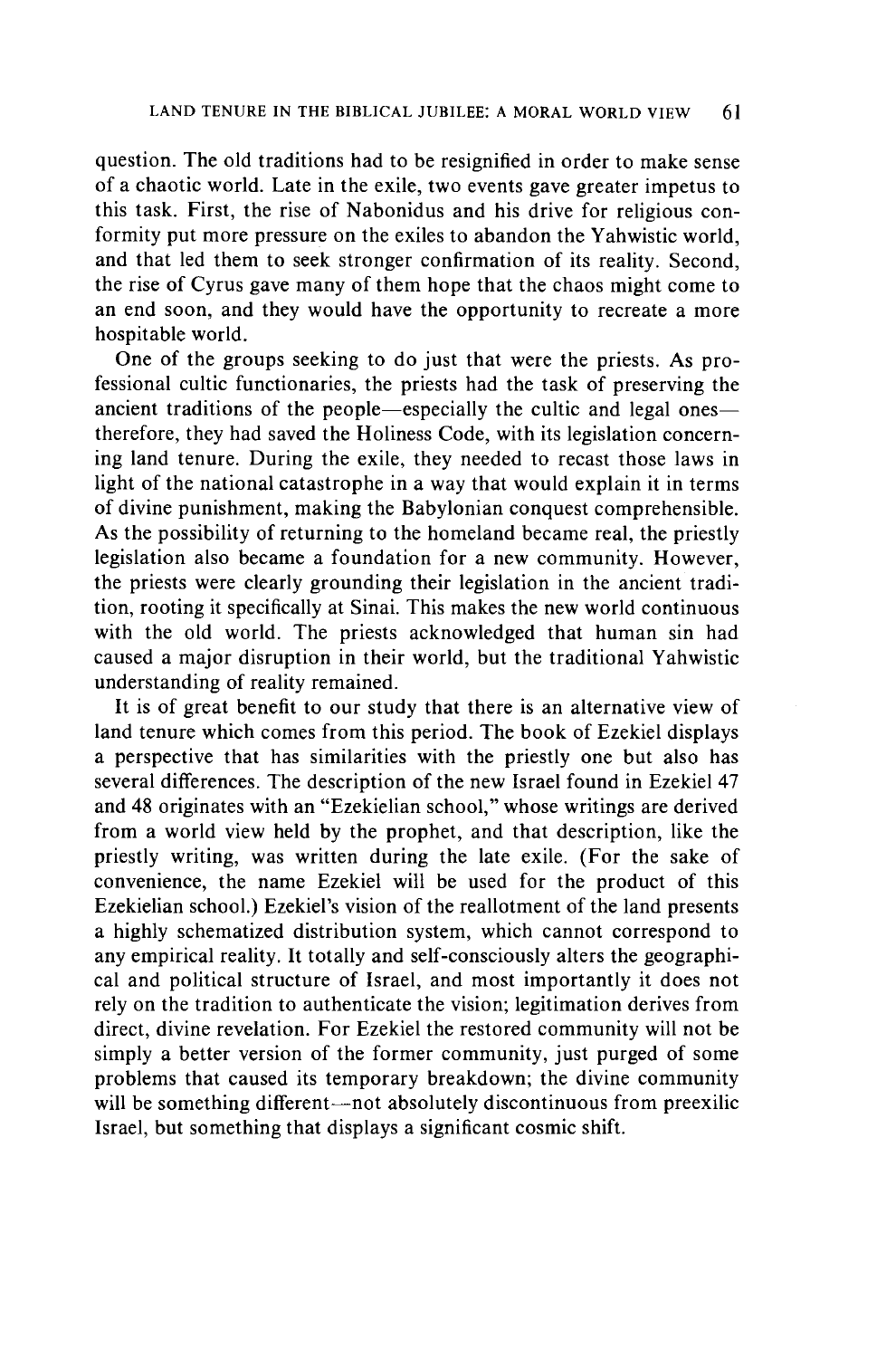question. The old traditions had to be resignified in order to make sense of a chaotic world. Late in the exile, two events gave greater impetus to this task. First, the rise of Nabonidus and his drive for religious conformity put more pressure on the exiles to abandon the Yahwistic world, and that led them to seek stronger confirmation of its reality. Second, the rise of Cyrus gave many of them hope that the chaos might come to an end soon, and they would have the opportunity to recreate a more hospitable world.

One of the groups seeking to do just that were the priests. As professional cultic functionaries, the priests had the task of preserving the ancient traditions of the people—especially the cultic and legal ones—therefore, they had saved the Holiness Code, with its legislation concerning land tenure. During the exile, they needed to recast those laws in light of the national catastrophe in a way that would explain it in terms of divine punishment, making the Babylonian conquest comprehensible. As the possibility of returning to the homeland became real, the priestly legislation also became a foundation for a new community. However, the priests were clearly grounding their legislation in the ancient tradition, rooting it specifically at Sinai. This makes the new world continuous with the old world. The priests acknowledged that human sin had caused a major disruption in their world, but the traditional Yahwistic understanding of reality remained.

It is of great benefit to our study that there is an alternative view of land tenure which comes from this period. The book of Ezekiel displays a perspective that has similarities with the priestly one but also has several differences. The description of the new Israel found in Ezekiel 47 and 48 originates with an "Ezekielian school," whose writings are derived from a world view held by the prophet, and that description, like the priestly writing, was written during the late exile. (For the sake of convenience, the name Ezekiel will be used for the product of this Ezekielian school.) Ezekiel's vision of the reallotment of the land presents a highly schematized distribution system, which cannot correspond to any empirical reality. It totally and self-consciously alters the geographical and political structure of Israel, and most importantly it does not rely on the tradition to authenticate the vision; legitimation derives from direct, divine revelation. For Ezekiel the restored community will not be simply a better version of the former community, just purged of some problems that caused its temporary breakdown; the divine community will be something different—not absolutely discontinuous from preexilic Israel, but something that displays a significant cosmic shift.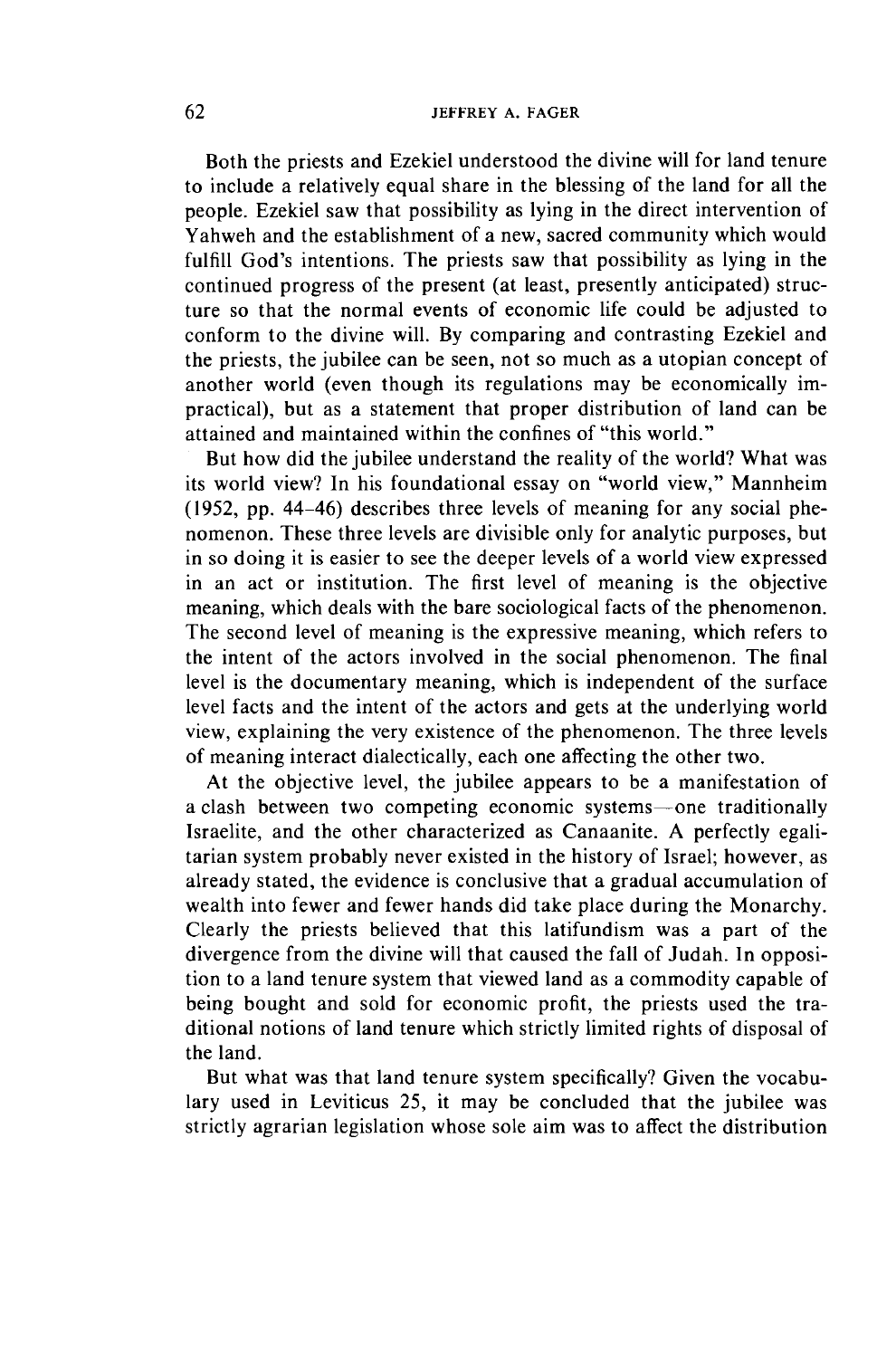Both the priests and Ezekiel understood the divine will for land tenure to include a relatively equal share in the blessing of the land for all the people. Ezekiel saw that possibility as lying in the direct intervention of Yahweh and the establishment of a new, sacred community which would fulfill God's intentions. The priests saw that possibility as lying in the continued progress of the present (at least, presently anticipated) structure so that the normal events of economic life could be adjusted to conform to the divine will. By comparing and contrasting Ezekiel and the priests, the jubilee can be seen, not so much as a utopian concept of another world (even though its regulations may be economically impractical), but as a statement that proper distribution of land can be attained and maintained within the confines of "this world."

But how did the jubilee understand the reality of the world? What was its world view? In his foundational essay on "world view," Mannheim (1952, pp. 44–46) describes three levels of meaning for any social phenomenon. These three levels are divisible only for analytic purposes, but in so doing it is easier to see the deeper levels of a world view expressed in an act or institution. The first level of meaning is the objective meaning, which deals with the bare sociological facts of the phenomenon. The second level of meaning is the expressive meaning, which refers to the intent of the actors involved in the social phenomenon. The final level is the documentary meaning, which is independent of the surface level facts and the intent of the actors and gets at the underlying world view, explaining the very existence of the phenomenon. The three levels of meaning interact dialectically, each one affecting the other two.

At the objective level, the jubilee appears to be a manifestation of a clash between two competing economic systems—one traditionally Israelite, and the other characterized as Canaanite. A perfectly egalitarian system probably never existed in the history of Israel; however, as already stated, the evidence is conclusive that a gradual accumulation of wealth into fewer and fewer hands did take place during the Monarchy. Clearly the priests believed that this latifundism was a part of the divergence from the divine will that caused the fall of Judah. In opposition to a land tenure system that viewed land as a commodity capable of being bought and sold for economic profit, the priests used the traditional notions of land tenure which strictly limited rights of disposal of the land.

But what was that land tenure system specifically? Given the vocabulary used in Leviticus 25, it may be concluded that the jubilee was strictly agrarian legislation whose sole aim was to affect the distribution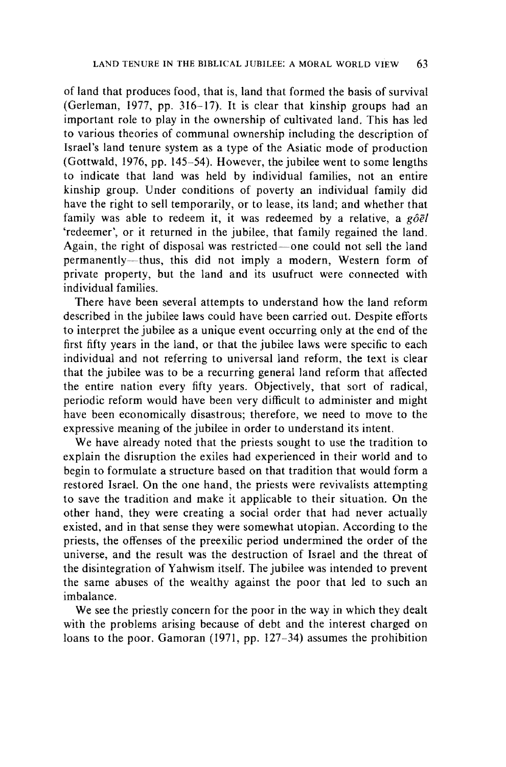of land that produces food, that is, land that formed the basis of survival (Gerleman, 1977, pp. 316–17). It is clear that kinship groups had an important role to play in the ownership of cultivated land. This has led to various theories of communal ownership including the description of Israel's land tenure system as a type of the Asiatic mode of production (Gottwald, 1976, pp. 145–54). However, the jubilee went to some lengths to indicate that land was held by individual families, not an entire kinship group. Under conditions of poverty an individual family did have the right to sell temporarily, or to lease, its land; and whether that family was able to redeem it, it was redeemed by a relative, a *gôēl* 'redeemer', or it returned in the jubilee, that family regained the land. Again, the right of disposal was restricted—one could not sell the land permanently—thus, this did not imply a modern, Western form of private property, but the land and its usufruct were connected with individual families.

There have been several attempts to understand how the land reform described in the jubilee laws could have been carried out. Despite efforts to interpret the jubilee as a unique event occurring only at the end of the first fifty years in the land, or that the jubilee laws were specific to each individual and not referring to universal land reform, the text is clear that the jubilee was to be a recurring general land reform that affected the entire nation every fifty years. Objectively, that sort of radical, periodic reform would have been very difficult to administer and might have been economically disastrous; therefore, we need to move to the expressive meaning of the jubilee in order to understand its intent.

We have already noted that the priests sought to use the tradition to explain the disruption the exiles had experienced in their world and to begin to formulate a structure based on that tradition that would form a restored Israel. On the one hand, the priests were revivalists attempting to save the tradition and make it applicable to their situation. On the other hand, they were creating a social order that had never actually existed, and in that sense they were somewhat utopian. According to the priests, the offenses of the preexilic period undermined the order of the universe, and the result was the destruction of Israel and the threat of the disintegration of Yahwism itself. The jubilee was intended to prevent the same abuses of the wealthy against the poor that led to such an imbalance.

We see the priestly concern for the poor in the way in which they dealt with the problems arising because of debt and the interest charged on loans to the poor. Gamoran (1971, pp. 127–34) assumes the prohibition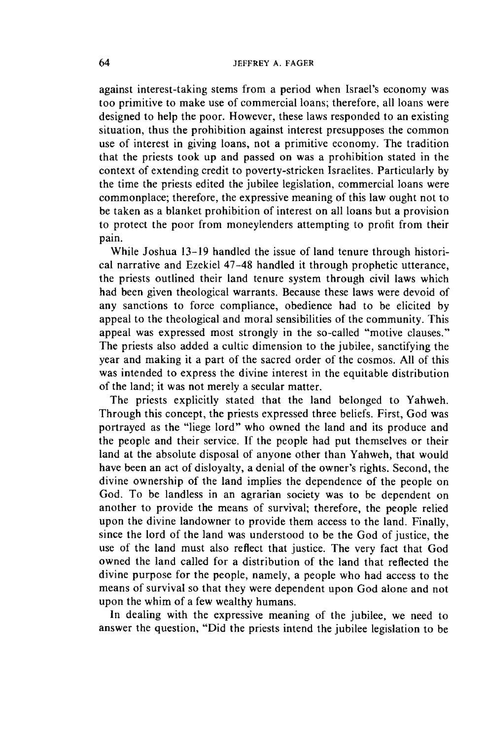against interest-taking stems from a period when Israel's economy was too primitive to make use of commercial loans; therefore, all loans were designed to help the poor. However, these laws responded to an existing situation, thus the prohibition against interest presupposes the common use of interest in giving loans, not a primitive economy. The tradition that the priests took up and passed on was a prohibition stated in the context of extending credit to poverty-stricken Israelites. Particularly by the time the priests edited the jubilee legislation, commercial loans were commonplace; therefore, the expressive meaning of this law ought not to be taken as a blanket prohibition of interest on all loans but a provision to protect the poor from moneylenders attempting to profit from their pain.

While Joshua 13–19 handled the issue of land tenure through historical narrative and Ezekiel 47–48 handled it through prophetic utterance, the priests outlined their land tenure system through civil laws which had been given theological warrants. Because these laws were devoid of any sanctions to force compliance, obedience had to be elicited by appeal to the theological and moral sensibilities of the community. This appeal was expressed most strongly in the so-called "motive clauses." The priests also added a cultic dimension to the jubilee, sanctifying the year and making it a part of the sacred order of the cosmos. All of this was intended to express the divine interest in the equitable distribution of the land; it was not merely a secular matter.

The priests explicitly stated that the land belonged to Yahweh. Through this concept, the priests expressed three beliefs. First, God was portrayed as the "liege lord" who owned the land and its produce and the people and their service. If the people had put themselves or their land at the absolute disposal of anyone other than Yahweh, that would have been an act of disloyalty, a denial of the owner's rights. Second, the divine ownership of the land implies the dependence of the people on God. To be landless in an agrarian society was to be dependent on another to provide the means of survival; therefore, the people relied upon the divine landowner to provide them access to the land. Finally, since the lord of the land was understood to be the God of justice, the use of the land must also reflect that justice. The very fact that God owned the land called for a distribution of the land that reflected the divine purpose for the people, namely, a people who had access to the means of survival so that they were dependent upon God alone and not upon the whim of a few wealthy humans.

In dealing with the expressive meaning of the jubilee, we need to answer the question, "Did the priests intend the jubilee legislation to be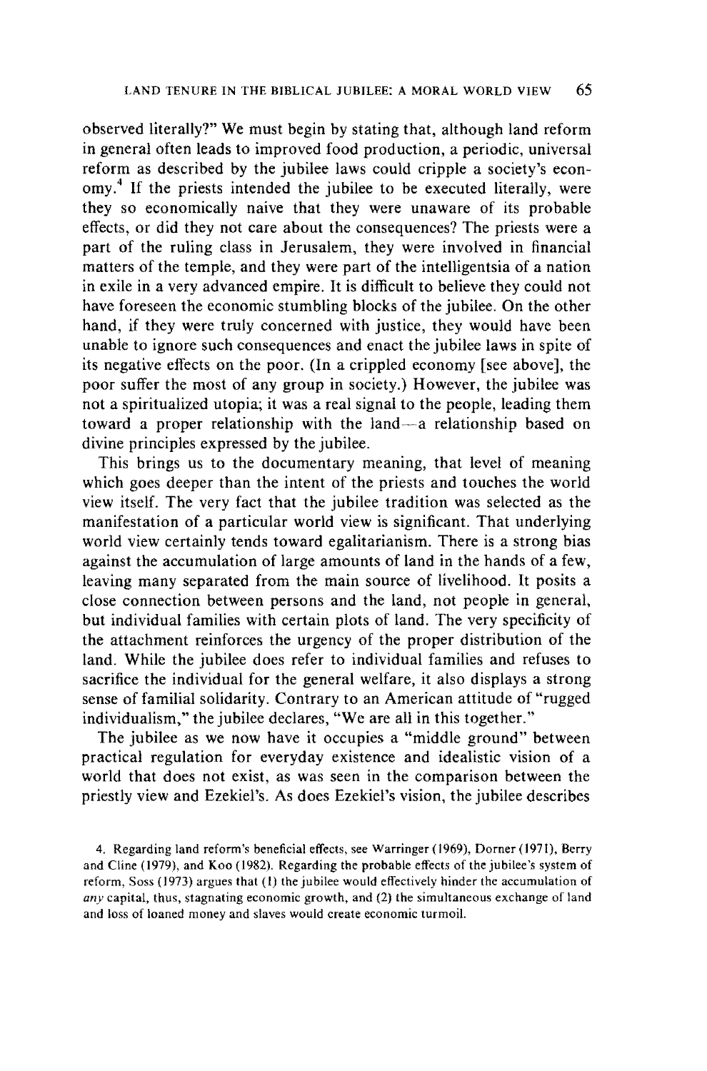observed literally?" We must begin by stating that, although land reform in general often leads to improved food production, a periodic, universal reform as described by the jubilee laws could cripple a society's economy.[4] If the priests intended the jubilee to be executed literally, were they so economically naive that they were unaware of its probable effects, or did they not care about the consequences? The priests were a part of the ruling class in Jerusalem, they were involved in financial matters of the temple, and they were part of the intelligentsia of a nation in exile in a very advanced empire. It is difficult to believe they could not have foreseen the economic stumbling blocks of the jubilee. On the other hand, if they were truly concerned with justice, they would have been unable to ignore such consequences and enact the jubilee laws in spite of its negative effects on the poor. (In a crippled economy [see above], the poor suffer the most of any group in society.) However, the jubilee was not a spiritualized utopia; it was a real signal to the people, leading them toward a proper relationship with the land—a relationship based on divine principles expressed by the jubilee.

This brings us to the documentary meaning, that level of meaning which goes deeper than the intent of the priests and touches the world view itself. The very fact that the jubilee tradition was selected as the manifestation of a particular world view is significant. That underlying world view certainly tends toward egalitarianism. There is a strong bias against the accumulation of large amounts of land in the hands of a few, leaving many separated from the main source of livelihood. It posits a close connection between persons and the land, not people in general, but individual families with certain plots of land. The very specificity of the attachment reinforces the urgency of the proper distribution of the land. While the jubilee does refer to individual families and refuses to sacrifice the individual for the general welfare, it also displays a strong sense of familial solidarity. Contrary to an American attitude of "rugged individualism," the jubilee declares, "We are all in this together."

The jubilee as we now have it occupies a "middle ground" between practical regulation for everyday existence and idealistic vision of a world that does not exist, as was seen in the comparison between the priestly view and Ezekiel's. As does Ezekiel's vision, the jubilee describes

4. Regarding land reform's beneficial effects, see Warringer (1969), Dorner (1971), Berry and Cline (1979), and Koo (1982). Regarding the probable effects of the jubilee's system of reform, Soss (1973) argues that (1) the jubilee would effectively hinder the accumulation of *any* capital, thus, stagnating economic growth, and (2) the simultaneous exchange of land and loss of loaned money and slaves would create economic turmoil.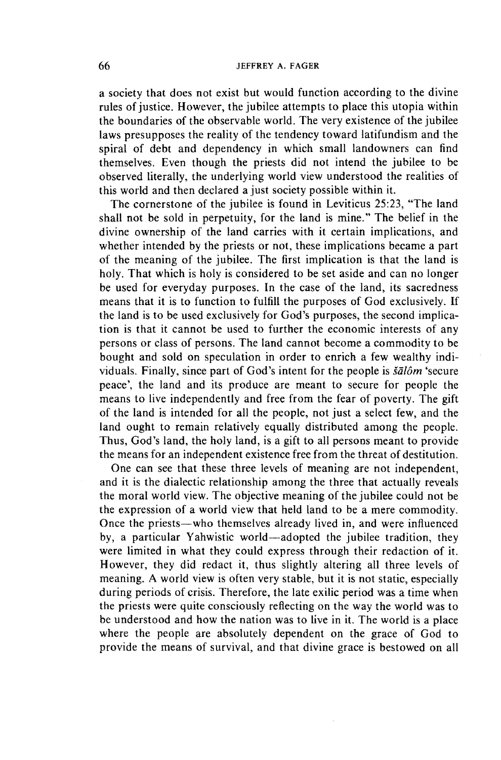a society that does not exist but would function according to the divine rules of justice. However, the jubilee attempts to place this utopia within the boundaries of the observable world. The very existence of the jubilee laws presupposes the reality of the tendency toward latifundism and the spiral of debt and dependency in which small landowners can find themselves. Even though the priests did not intend the jubilee to be observed literally, the underlying world view understood the realities of this world and then declared a just society possible within it.

The cornerstone of the jubilee is found in Leviticus 25:23, "The land shall not be sold in perpetuity, for the land is mine." The belief in the divine ownership of the land carries with it certain implications, and whether intended by the priests or not, these implications became a part of the meaning of the jubilee. The first implication is that the land is holy. That which is holy is considered to be set aside and can no longer be used for everyday purposes. In the case of the land, its sacredness means that it is to function to fulfill the purposes of God exclusively. If the land is to be used exclusively for God's purposes, the second implication is that it cannot be used to further the economic interests of any persons or class of persons. The land cannot become a commodity to be bought and sold on speculation in order to enrich a few wealthy individuals. Finally, since part of God's intent for the people is *šālôm* 'secure peace', the land and its produce are meant to secure for people the means to live independently and free from the fear of poverty. The gift of the land is intended for all the people, not just a select few, and the land ought to remain relatively equally distributed among the people. Thus, God's land, the holy land, is a gift to all persons meant to provide the means for an independent existence free from the threat of destitution.

One can see that these three levels of meaning are not independent, and it is the dialectic relationship among the three that actually reveals the moral world view. The objective meaning of the jubilee could not be the expression of a world view that held land to be a mere commodity. Once the priests—who themselves already lived in, and were influenced by, a particular Yahwistic world—adopted the jubilee tradition, they were limited in what they could express through their redaction of it. However, they did redact it, thus slightly altering all three levels of meaning. A world view is often very stable, but it is not static, especially during periods of crisis. Therefore, the late exilic period was a time when the priests were quite consciously reflecting on the way the world was to be understood and how the nation was to live in it. The world is a place where the people are absolutely dependent on the grace of God to provide the means of survival, and that divine grace is bestowed on all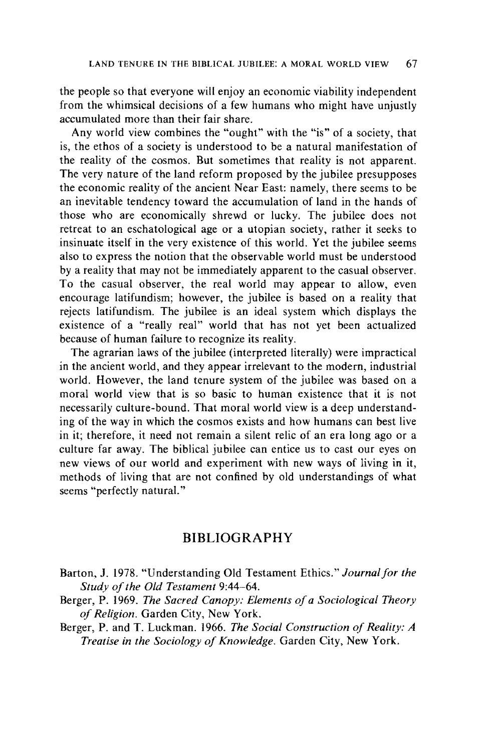the people so that everyone will enjoy an economic viability independent from the whimsical decisions of a few humans who might have unjustly accumulated more than their fair share.

Any world view combines the "ought" with the "is" of a society, that is, the ethos of a society is understood to be a natural manifestation of the reality of the cosmos. But sometimes that reality is not apparent. The very nature of the land reform proposed by the jubilee presupposes the economic reality of the ancient Near East: namely, there seems to be an inevitable tendency toward the accumulation of land in the hands of those who are economically shrewd or lucky. The jubilee does not retreat to an eschatological age or a utopian society, rather it seeks to insinuate itself in the very existence of this world. Yet the jubilee seems also to express the notion that the observable world must be understood by a reality that may not be immediately apparent to the casual observer. To the casual observer, the real world may appear to allow, even encourage latifundism; however, the jubilee is based on a reality that rejects latifundism. The jubilee is an ideal system which displays the existence of a "really real" world that has not yet been actualized because of human failure to recognize its reality.

The agrarian laws of the jubilee (interpreted literally) were impractical in the ancient world, and they appear irrelevant to the modern, industrial world. However, the land tenure system of the jubilee was based on a moral world view that is so basic to human existence that it is not necessarily culture-bound. That moral world view is a deep understanding of the way in which the cosmos exists and how humans can best live in it; therefore, it need not remain a silent relic of an era long ago or a culture far away. The biblical jubilee can entice us to cast our eyes on new views of our world and experiment with new ways of living in it, methods of living that are not confined by old understandings of what seems "perfectly natural."

## BIBLIOGRAPHY

Barton, J. 1978. "Understanding Old Testament Ethics." *Journal for the Study of the Old Testament* 9:44–64.

Berger, P. 1969. *The Sacred Canopy: Elements of a Sociological Theory of Religion.* Garden City, New York.

Berger, P. and T. Luckman. 1966. *The Social Construction of Reality: A Treatise in the Sociology of Knowledge.* Garden City, New York.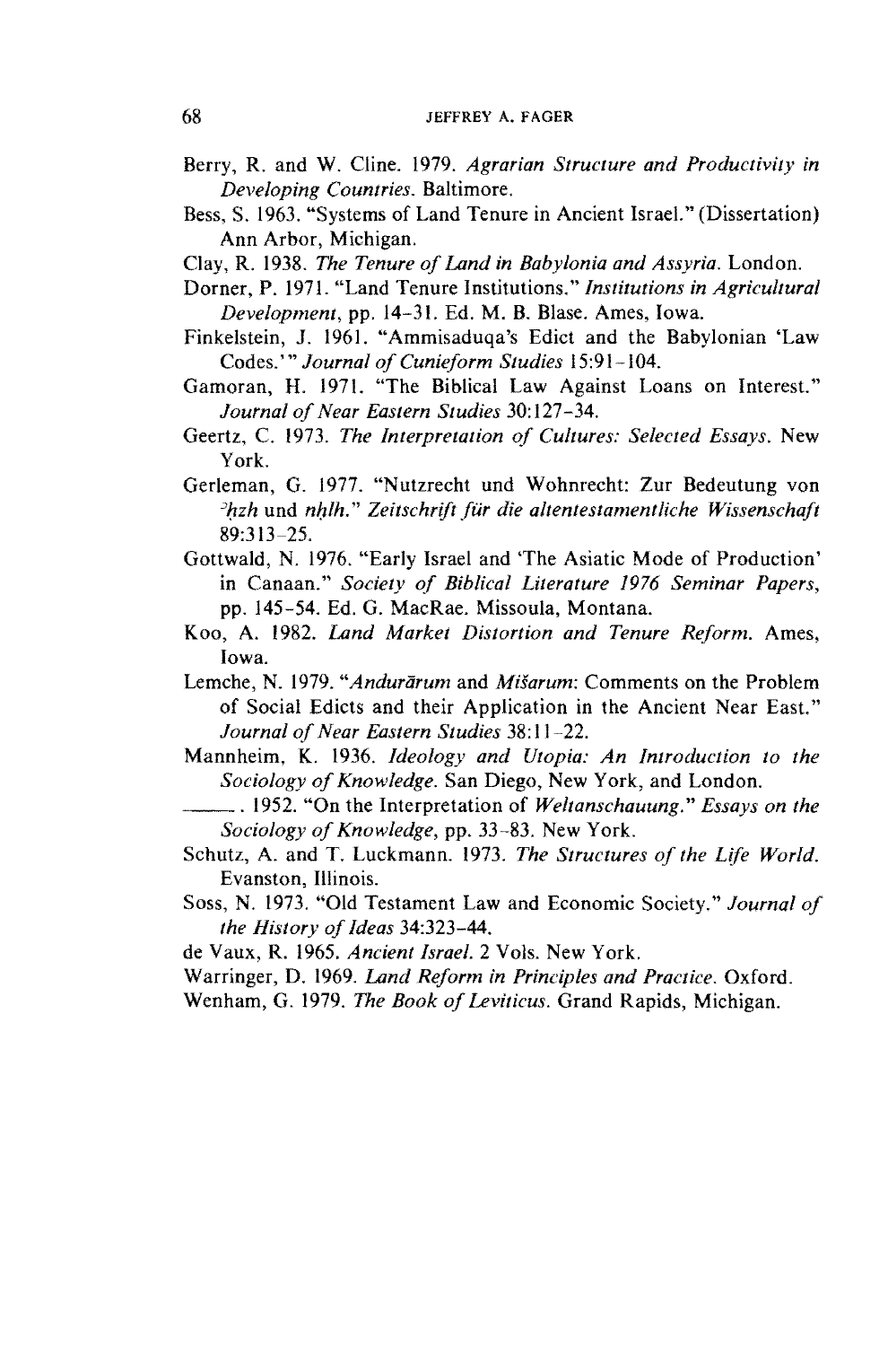Berry, R. and W. Cline. 1979. *Agrarian Structure and Productivity in Developing Countries*. Baltimore.

Bess, S. 1963. "Systems of Land Tenure in Ancient Israel." (Dissertation) Ann Arbor, Michigan.

Clay, R. 1938. *The Tenure of Land in Babylonia and Assyria*. London.

Dorner, P. 1971. "Land Tenure Institutions." *Institutions in Agricultural Development*, pp. 14–31. Ed. M. B. Blase. Ames, Iowa.

Finkelstein, J. 1961. "Ammisaduqa's Edict and the Babylonian 'Law Codes.'" *Journal of Cunieform Studies* 15:91–104.

Gamoran, H. 1971. "The Biblical Law Against Loans on Interest." *Journal of Near Eastern Studies* 30:127–34.

Geertz, C. 1973. *The Interpretation of Cultures: Selected Essays*. New York.

Gerleman, G. 1977. "Nutzrecht und Wohnrecht: Zur Bedeutung von ʾḥzh und nḥlh." *Zeitschrift für die altentestamentliche Wissenschaft* 89:313–25.

Gottwald, N. 1976. "Early Israel and 'The Asiatic Mode of Production' in Canaan." *Society of Biblical Literature 1976 Seminar Papers*, pp. 145–54. Ed. G. MacRae. Missoula, Montana.

Koo, A. 1982. *Land Market Distortion and Tenure Reform*. Ames, Iowa.

Lemche, N. 1979. "*Andurārum* and *Mišarum*: Comments on the Problem of Social Edicts and their Application in the Ancient Near East." *Journal of Near Eastern Studies* 38:11–22.

Mannheim, K. 1936. *Ideology and Utopia: An Introduction to the Sociology of Knowledge*. San Diego, New York, and London.

———. 1952. "On the Interpretation of *Weltanschauung*." *Essays on the Sociology of Knowledge*, pp. 33–83. New York.

Schutz, A. and T. Luckmann. 1973. *The Structures of the Life World*. Evanston, Illinois.

Soss, N. 1973. "Old Testament Law and Economic Society." *Journal of the History of Ideas* 34:323–44.

de Vaux, R. 1965. *Ancient Israel*. 2 Vols. New York.

Warringer, D. 1969. *Land Reform in Principles and Practice*. Oxford.

Wenham, G. 1979. *The Book of Leviticus*. Grand Rapids, Michigan.